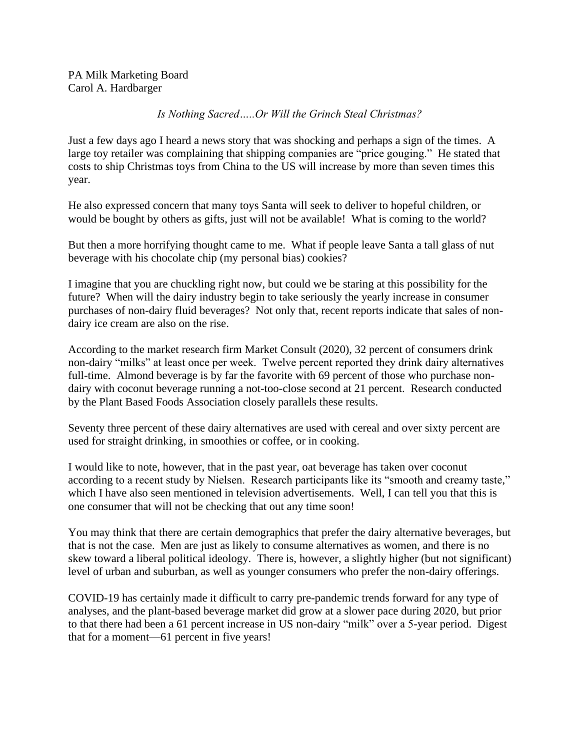PA Milk Marketing Board
Carol A. Hardbarger

*Is Nothing Sacred…..Or Will the Grinch Steal Christmas?*

Just a few days ago I heard a news story that was shocking and perhaps a sign of the times. A large toy retailer was complaining that shipping companies are "price gouging." He stated that costs to ship Christmas toys from China to the US will increase by more than seven times this year.

He also expressed concern that many toys Santa will seek to deliver to hopeful children, or would be bought by others as gifts, just will not be available! What is coming to the world?

But then a more horrifying thought came to me. What if people leave Santa a tall glass of nut beverage with his chocolate chip (my personal bias) cookies?

I imagine that you are chuckling right now, but could we be staring at this possibility for the future? When will the dairy industry begin to take seriously the yearly increase in consumer purchases of non-dairy fluid beverages? Not only that, recent reports indicate that sales of non-dairy ice cream are also on the rise.

According to the market research firm Market Consult (2020), 32 percent of consumers drink non-dairy "milks" at least once per week. Twelve percent reported they drink dairy alternatives full-time. Almond beverage is by far the favorite with 69 percent of those who purchase non-dairy with coconut beverage running a not-too-close second at 21 percent. Research conducted by the Plant Based Foods Association closely parallels these results.

Seventy three percent of these dairy alternatives are used with cereal and over sixty percent are used for straight drinking, in smoothies or coffee, or in cooking.

I would like to note, however, that in the past year, oat beverage has taken over coconut according to a recent study by Nielsen. Research participants like its "smooth and creamy taste," which I have also seen mentioned in television advertisements. Well, I can tell you that this is one consumer that will not be checking that out any time soon!

You may think that there are certain demographics that prefer the dairy alternative beverages, but that is not the case. Men are just as likely to consume alternatives as women, and there is no skew toward a liberal political ideology. There is, however, a slightly higher (but not significant) level of urban and suburban, as well as younger consumers who prefer the non-dairy offerings.

COVID-19 has certainly made it difficult to carry pre-pandemic trends forward for any type of analyses, and the plant-based beverage market did grow at a slower pace during 2020, but prior to that there had been a 61 percent increase in US non-dairy "milk" over a 5-year period. Digest that for a moment—61 percent in five years!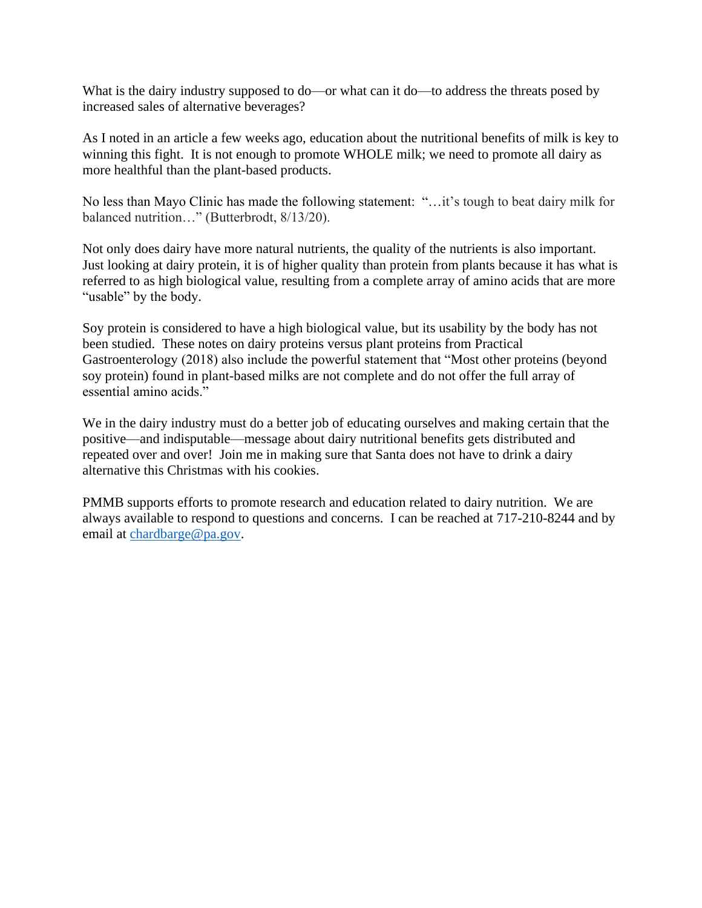What is the dairy industry supposed to do—or what can it do—to address the threats posed by increased sales of alternative beverages?

As I noted in an article a few weeks ago, education about the nutritional benefits of milk is key to winning this fight. It is not enough to promote WHOLE milk; we need to promote all dairy as more healthful than the plant-based products.

No less than Mayo Clinic has made the following statement: "…it's tough to beat dairy milk for balanced nutrition…" (Butterbrodt, 8/13/20).

Not only does dairy have more natural nutrients, the quality of the nutrients is also important. Just looking at dairy protein, it is of higher quality than protein from plants because it has what is referred to as high biological value, resulting from a complete array of amino acids that are more "usable" by the body.

Soy protein is considered to have a high biological value, but its usability by the body has not been studied. These notes on dairy proteins versus plant proteins from Practical Gastroenterology (2018) also include the powerful statement that "Most other proteins (beyond soy protein) found in plant-based milks are not complete and do not offer the full array of essential amino acids."

We in the dairy industry must do a better job of educating ourselves and making certain that the positive—and indisputable—message about dairy nutritional benefits gets distributed and repeated over and over! Join me in making sure that Santa does not have to drink a dairy alternative this Christmas with his cookies.

PMMB supports efforts to promote research and education related to dairy nutrition. We are always available to respond to questions and concerns. I can be reached at 717-210-8244 and by email at [chardbarge@pa.gov](mailto:chardbarge@pa.gov).